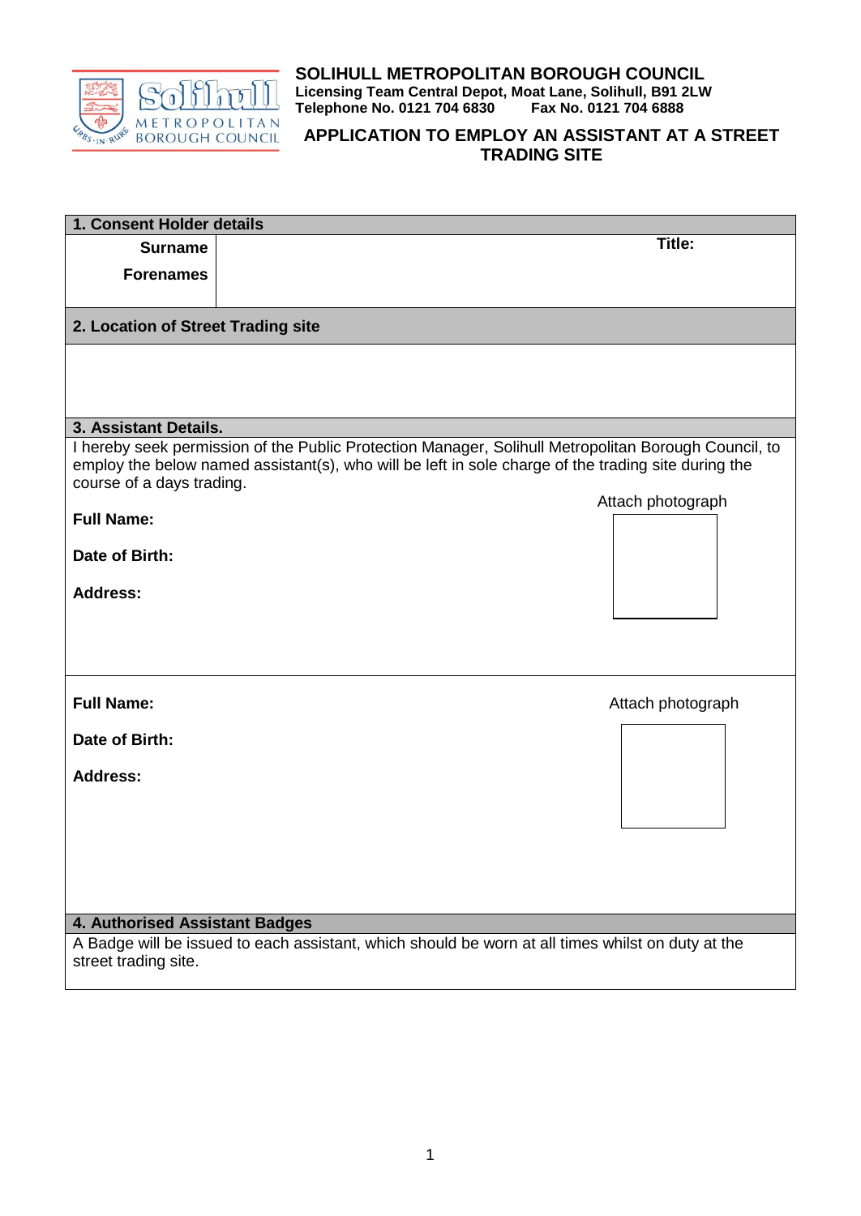**SOLIHULL METROPOLITAN BOROUGH COUNCIL**
**Licensing Team Central Depot, Moat Lane, Solihull, B91 2LW**
**Telephone No. 0121 704 6830 Fax No. 0121 704 6888**

# APPLICATION TO EMPLOY AN ASSISTANT AT A STREET TRADING SITE

## 1. Consent Holder details

| | | |
|---|---|---|
| **Surname** | | **Title:** |
| **Forenames** | | |

## 2. Location of Street Trading site

## 3. Assistant Details.

I hereby seek permission of the Public Protection Manager, Solihull Metropolitan Borough Council, to employ the below named assistant(s), who will be left in sole charge of the trading site during the course of a days trading.

Attach photograph

**Full Name:**

**Date of Birth:**

**Address:**

---

Attach photograph

**Full Name:**

**Date of Birth:**

**Address:**

## 4. Authorised Assistant Badges

A Badge will be issued to each assistant, which should be worn at all times whilst on duty at the street trading site.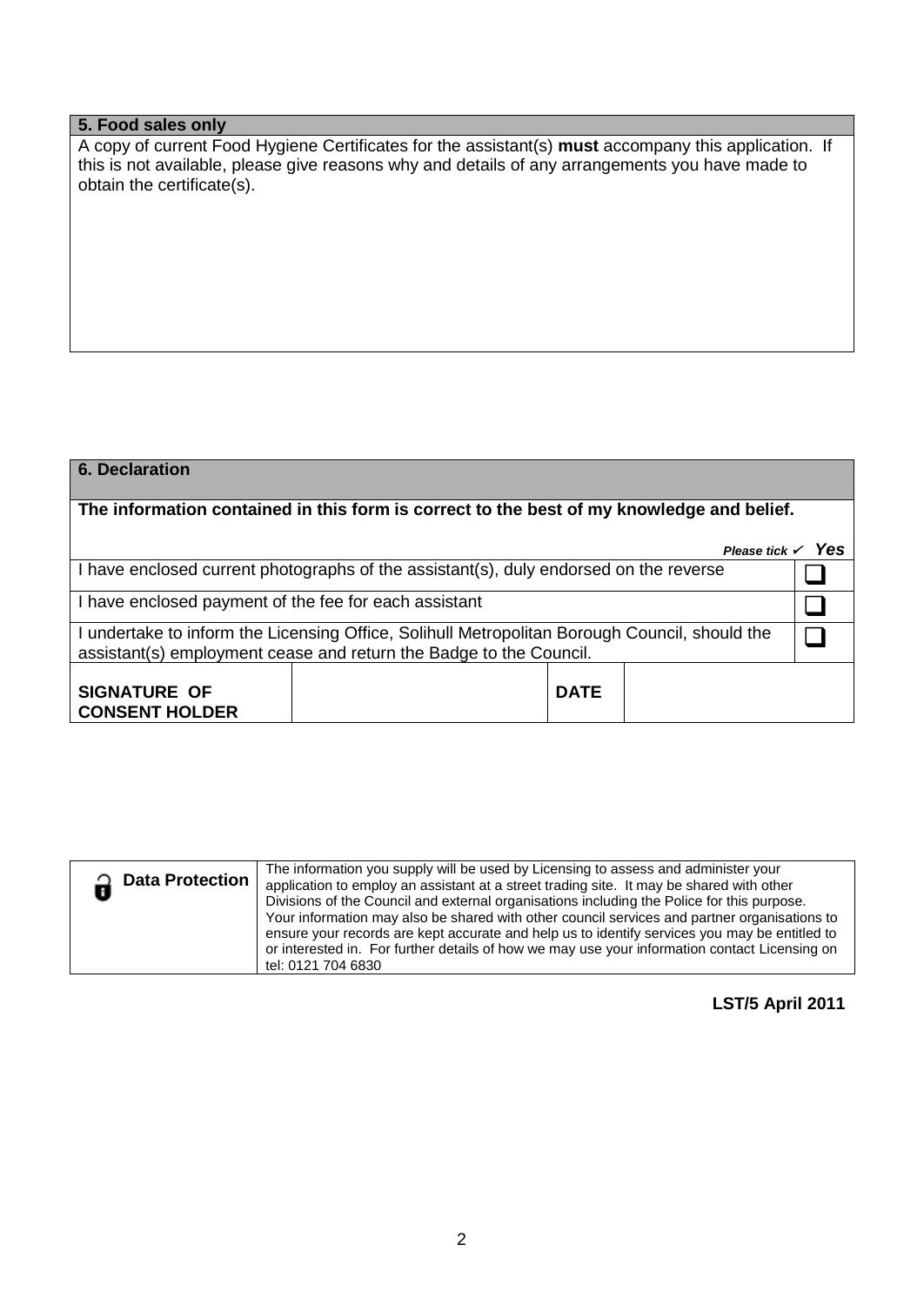## 5. Food sales only

A copy of current Food Hygiene Certificates for the assistant(s) **must** accompany this application. If this is not available, please give reasons why and details of any arrangements you have made to obtain the certificate(s).

## 6. Declaration

**The information contained in this form is correct to the best of my knowledge and belief.**

| | ***Please tick ✓ Yes*** |
|---|---|
| I have enclosed current photographs of the assistant(s), duly endorsed on the reverse | ☐ |
| I have enclosed payment of the fee for each assistant | ☐ |
| I undertake to inform the Licensing Office, Solihull Metropolitan Borough Council, should the assistant(s) employment cease and return the Badge to the Council. | ☐ |

| | | | |
|---|---|---|---|
| **SIGNATURE OF CONSENT HOLDER** | | **DATE** | |

| | |
|---|---|
| **Data Protection** | The information you supply will be used by Licensing to assess and administer your application to employ an assistant at a street trading site. It may be shared with other Divisions of the Council and external organisations including the Police for this purpose. Your information may also be shared with other council services and partner organisations to ensure your records are kept accurate and help us to identify services you may be entitled to or interested in. For further details of how we may use your information contact Licensing on tel: 0121 704 6830 |

**LST/5 April 2011**